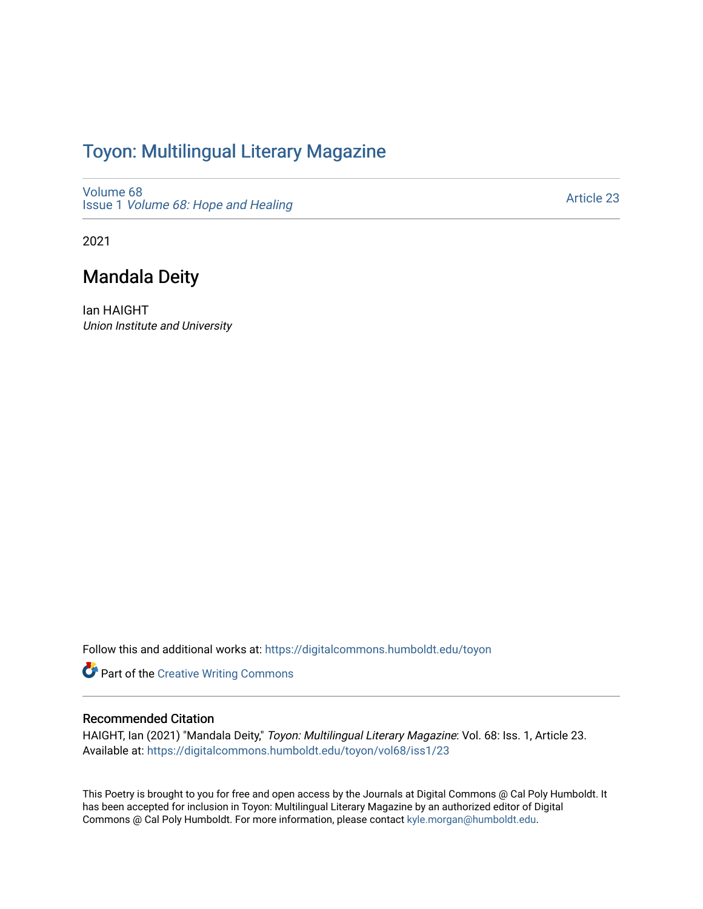# Toyon: Multilingual Literary Magazine

Volume 68
Issue 1 *Volume 68: Hope and Healing*

Article 23

2021

## Mandala Deity

Ian HAIGHT
*Union Institute and University*

Follow this and additional works at: https://digitalcommons.humboldt.edu/toyon

Part of the Creative Writing Commons

### Recommended Citation

HAIGHT, Ian (2021) "Mandala Deity," *Toyon: Multilingual Literary Magazine*: Vol. 68: Iss. 1, Article 23.
Available at: https://digitalcommons.humboldt.edu/toyon/vol68/iss1/23

This Poetry is brought to you for free and open access by the Journals at Digital Commons @ Cal Poly Humboldt. It has been accepted for inclusion in Toyon: Multilingual Literary Magazine by an authorized editor of Digital Commons @ Cal Poly Humboldt. For more information, please contact kyle.morgan@humboldt.edu.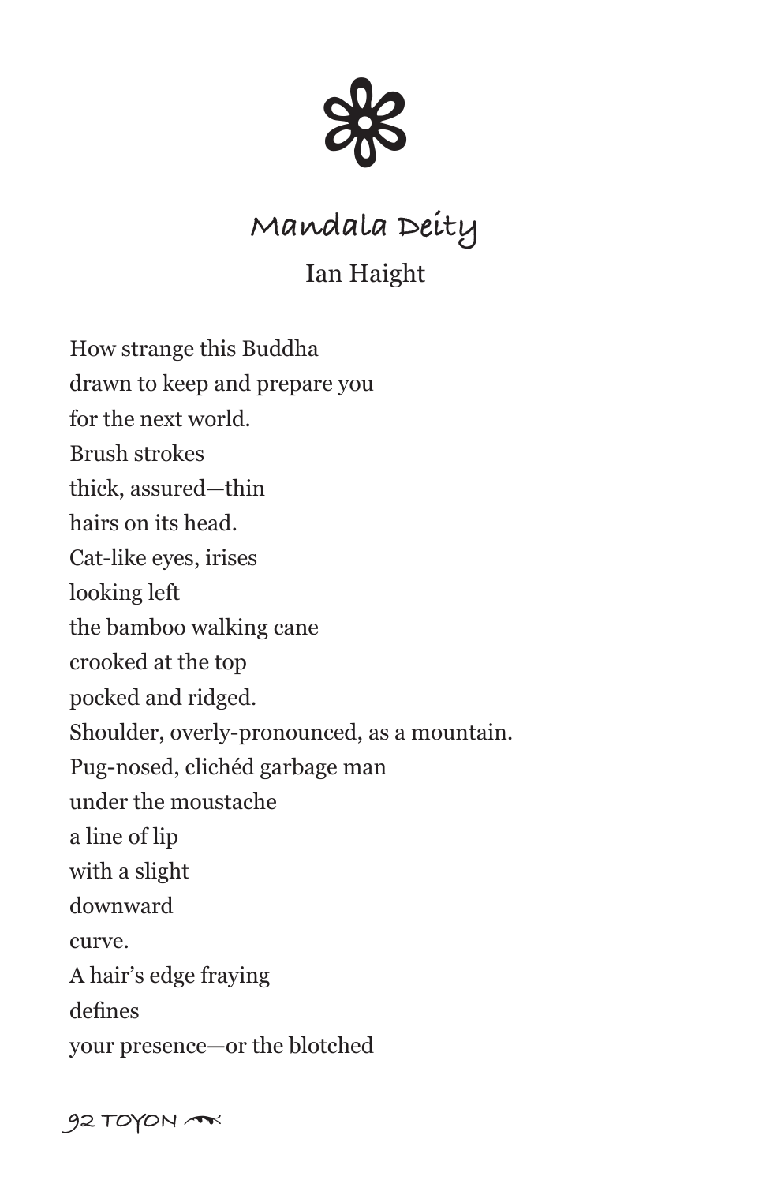# Mandala Deity

Ian Haight

How strange this Buddha
drawn to keep and prepare you
for the next world.
Brush strokes
thick, assured—thin
hairs on its head.
Cat-like eyes, irises
looking left
the bamboo walking cane
crooked at the top
pocked and ridged.
Shoulder, overly-pronounced, as a mountain.
Pug-nosed, clichéd garbage man
under the moustache
a line of lip
with a slight
downward
curve.
A hair's edge fraying
defines
your presence—or the blotched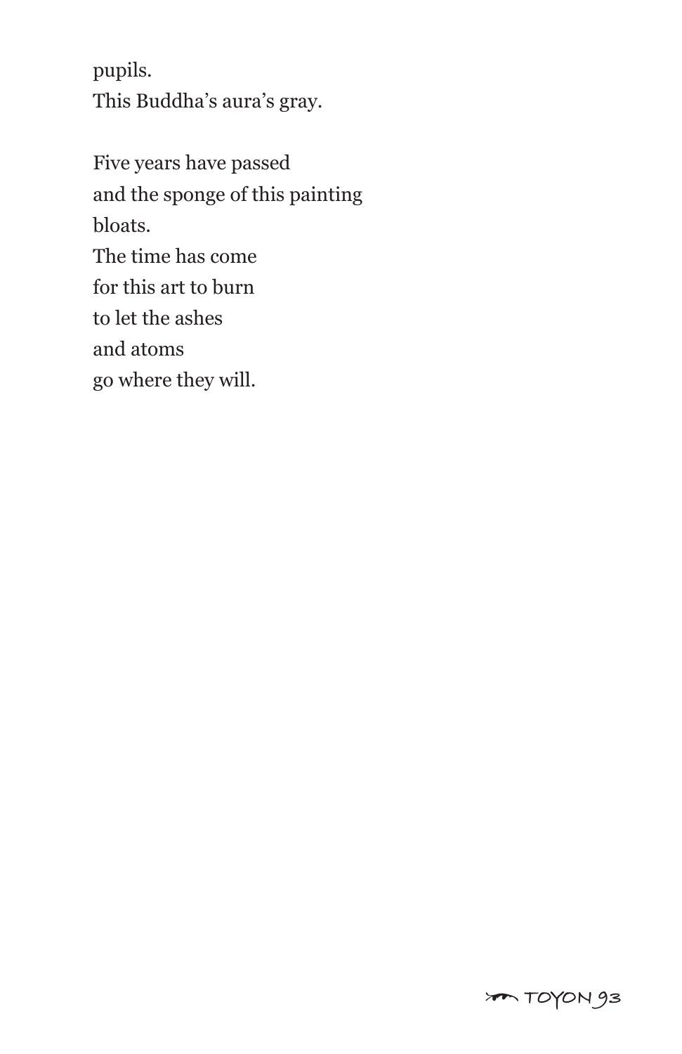pupils.
This Buddha's aura's gray.

Five years have passed
and the sponge of this painting
bloats.
The time has come
for this art to burn
to let the ashes
and atoms
go where they will.